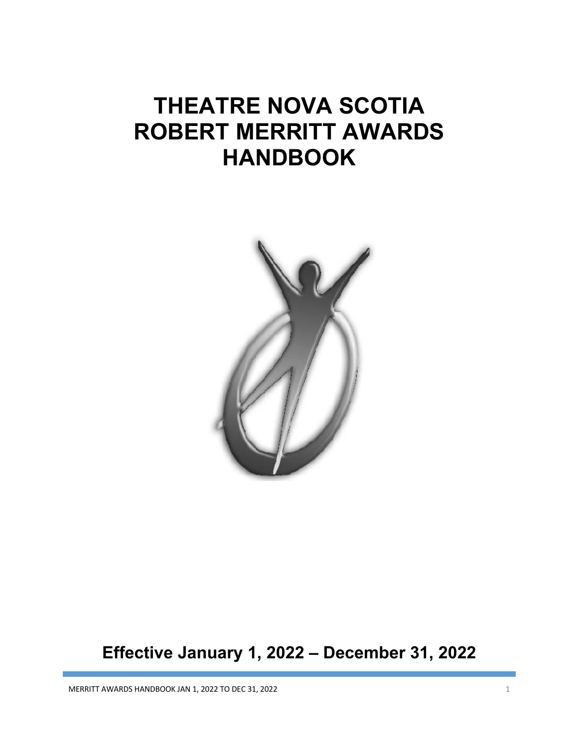# THEATRE NOVA SCOTIA ROBERT MERRITT AWARDS HANDBOOK

**Effective January 1, 2022 – December 31, 2022**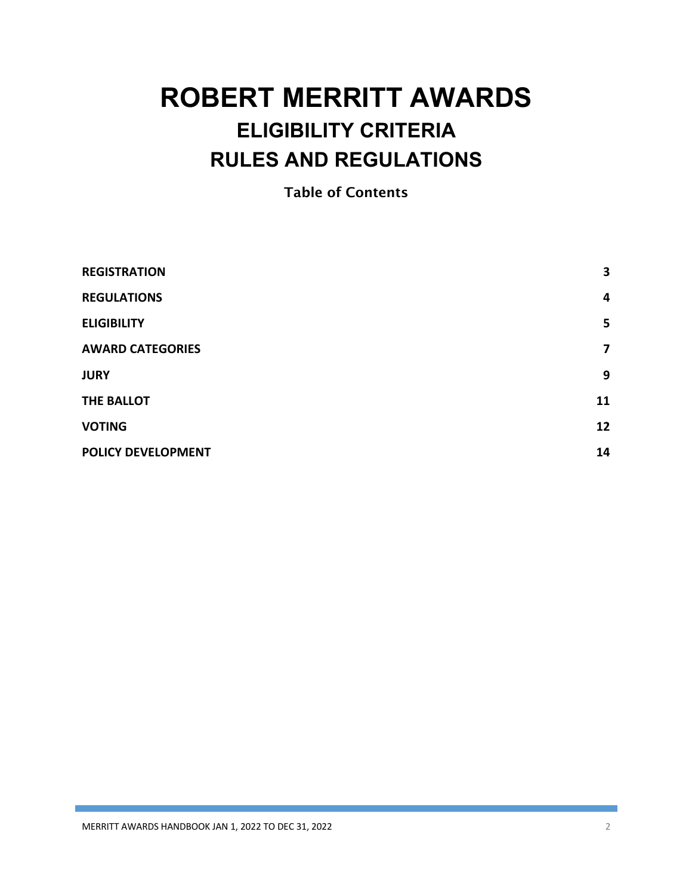# ROBERT MERRITT AWARDS

## ELIGIBILITY CRITERIA

## RULES AND REGULATIONS

### Table of Contents

| | |
|---|---|
| **REGISTRATION** | **3** |
| **REGULATIONS** | **4** |
| **ELIGIBILITY** | **5** |
| **AWARD CATEGORIES** | **7** |
| **JURY** | **9** |
| **THE BALLOT** | **11** |
| **VOTING** | **12** |
| **POLICY DEVELOPMENT** | **14** |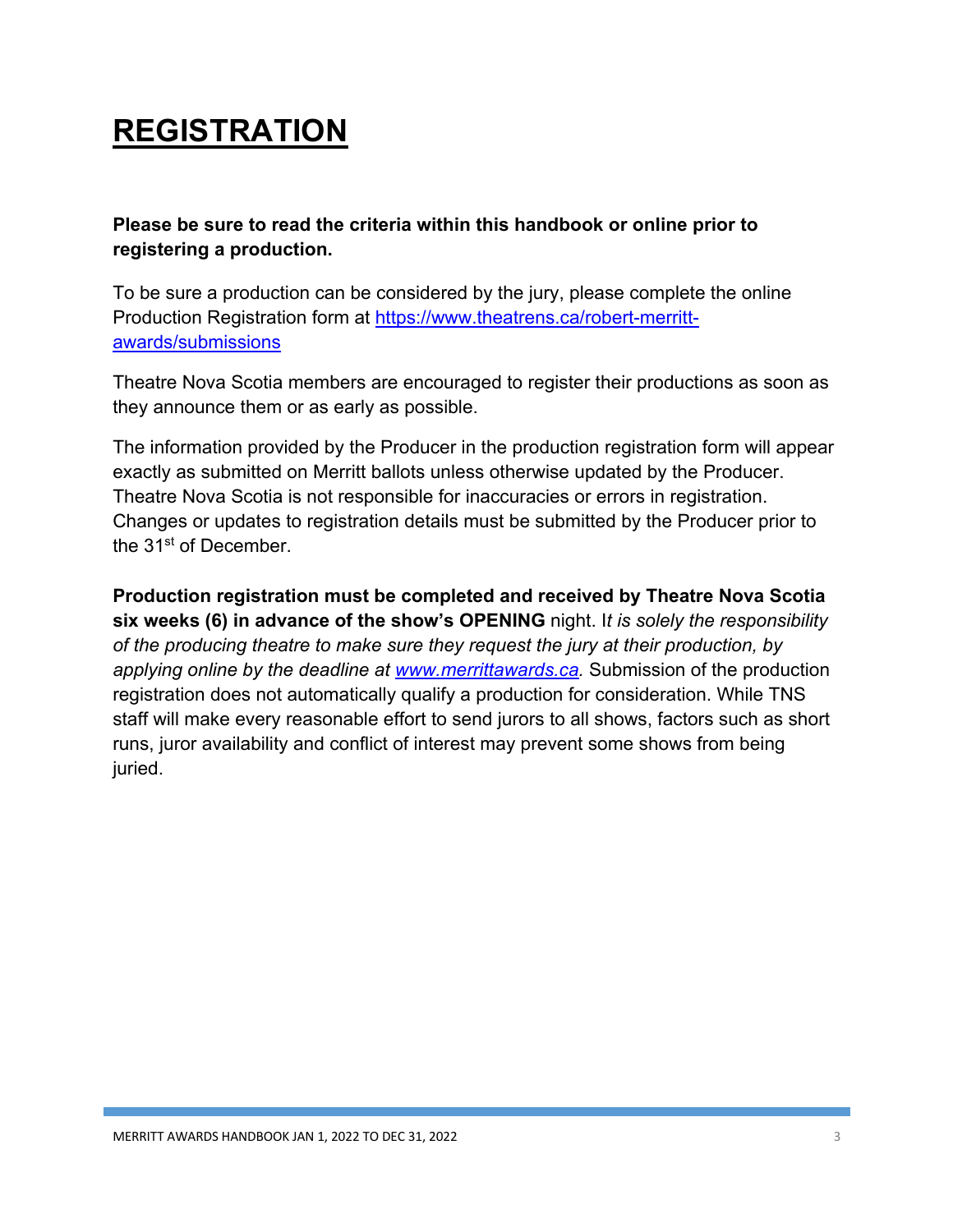# REGISTRATION

**Please be sure to read the criteria within this handbook or online prior to registering a production.**

To be sure a production can be considered by the jury, please complete the online Production Registration form at [https://www.theatrens.ca/robert-merritt-awards/submissions](https://www.theatrens.ca/robert-merritt-awards/submissions)

Theatre Nova Scotia members are encouraged to register their productions as soon as they announce them or as early as possible.

The information provided by the Producer in the production registration form will appear exactly as submitted on Merritt ballots unless otherwise updated by the Producer. Theatre Nova Scotia is not responsible for inaccuracies or errors in registration. Changes or updates to registration details must be submitted by the Producer prior to the 31st of December.

**Production registration must be completed and received by Theatre Nova Scotia six weeks (6) in advance of the show's OPENING** night. I*t is solely the responsibility of the producing theatre to make sure they request the jury at their production, by applying online by the deadline at [www.merrittawards.ca](http://www.merrittawards.ca).* Submission of the production registration does not automatically qualify a production for consideration. While TNS staff will make every reasonable effort to send jurors to all shows, factors such as short runs, juror availability and conflict of interest may prevent some shows from being juried.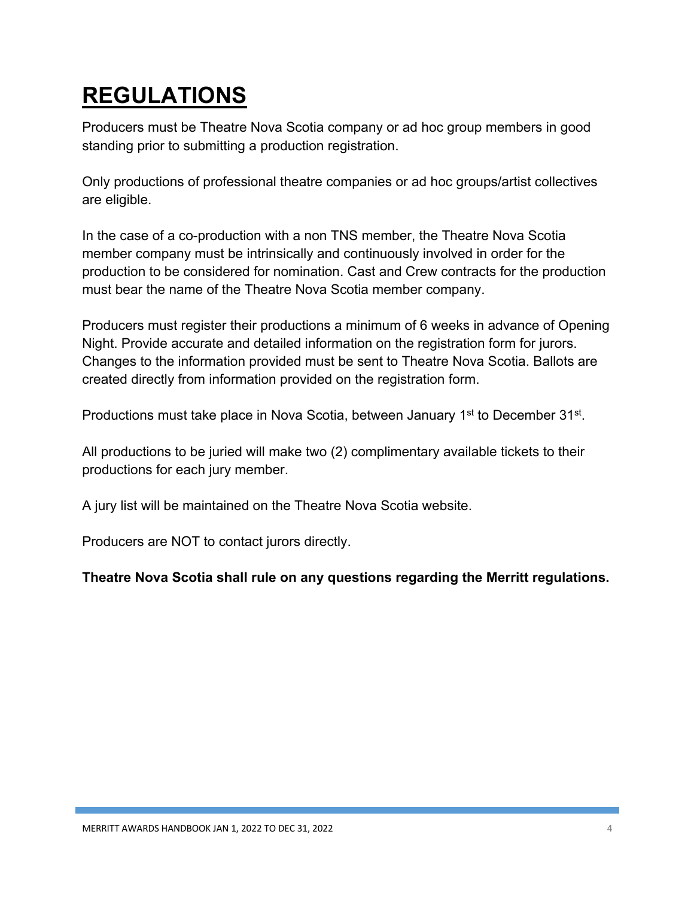# REGULATIONS

Producers must be Theatre Nova Scotia company or ad hoc group members in good standing prior to submitting a production registration.

Only productions of professional theatre companies or ad hoc groups/artist collectives are eligible.

In the case of a co-production with a non TNS member, the Theatre Nova Scotia member company must be intrinsically and continuously involved in order for the production to be considered for nomination. Cast and Crew contracts for the production must bear the name of the Theatre Nova Scotia member company.

Producers must register their productions a minimum of 6 weeks in advance of Opening Night. Provide accurate and detailed information on the registration form for jurors. Changes to the information provided must be sent to Theatre Nova Scotia. Ballots are created directly from information provided on the registration form.

Productions must take place in Nova Scotia, between January 1st to December 31st.

All productions to be juried will make two (2) complimentary available tickets to their productions for each jury member.

A jury list will be maintained on the Theatre Nova Scotia website.

Producers are NOT to contact jurors directly.

**Theatre Nova Scotia shall rule on any questions regarding the Merritt regulations.**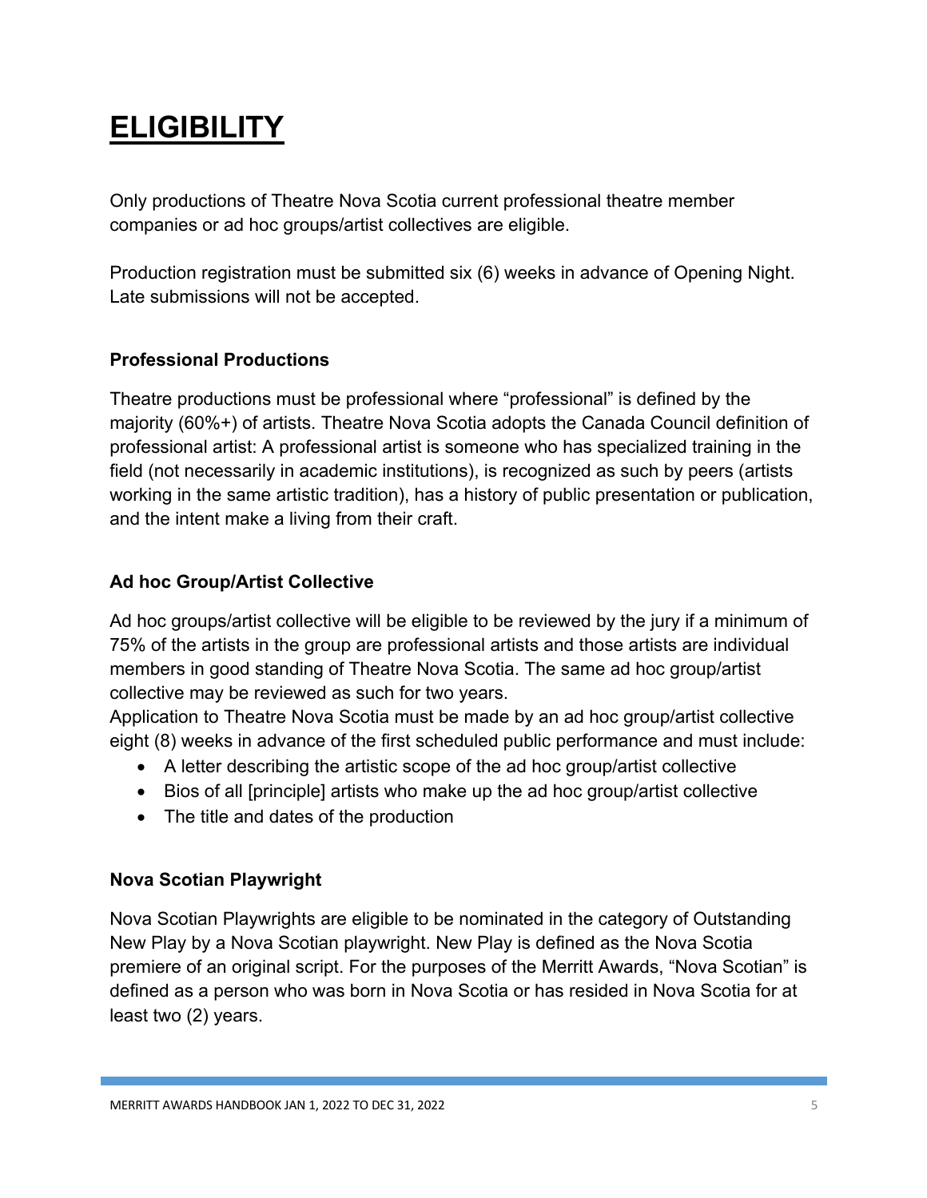# ELIGIBILITY

Only productions of Theatre Nova Scotia current professional theatre member companies or ad hoc groups/artist collectives are eligible.

Production registration must be submitted six (6) weeks in advance of Opening Night. Late submissions will not be accepted.

### Professional Productions

Theatre productions must be professional where "professional" is defined by the majority (60%+) of artists. Theatre Nova Scotia adopts the Canada Council definition of professional artist: A professional artist is someone who has specialized training in the field (not necessarily in academic institutions), is recognized as such by peers (artists working in the same artistic tradition), has a history of public presentation or publication, and the intent make a living from their craft.

### Ad hoc Group/Artist Collective

Ad hoc groups/artist collective will be eligible to be reviewed by the jury if a minimum of 75% of the artists in the group are professional artists and those artists are individual members in good standing of Theatre Nova Scotia. The same ad hoc group/artist collective may be reviewed as such for two years.

Application to Theatre Nova Scotia must be made by an ad hoc group/artist collective eight (8) weeks in advance of the first scheduled public performance and must include:

- A letter describing the artistic scope of the ad hoc group/artist collective
- Bios of all [principle] artists who make up the ad hoc group/artist collective
- The title and dates of the production

### Nova Scotian Playwright

Nova Scotian Playwrights are eligible to be nominated in the category of Outstanding New Play by a Nova Scotian playwright. New Play is defined as the Nova Scotia premiere of an original script. For the purposes of the Merritt Awards, "Nova Scotian" is defined as a person who was born in Nova Scotia or has resided in Nova Scotia for at least two (2) years.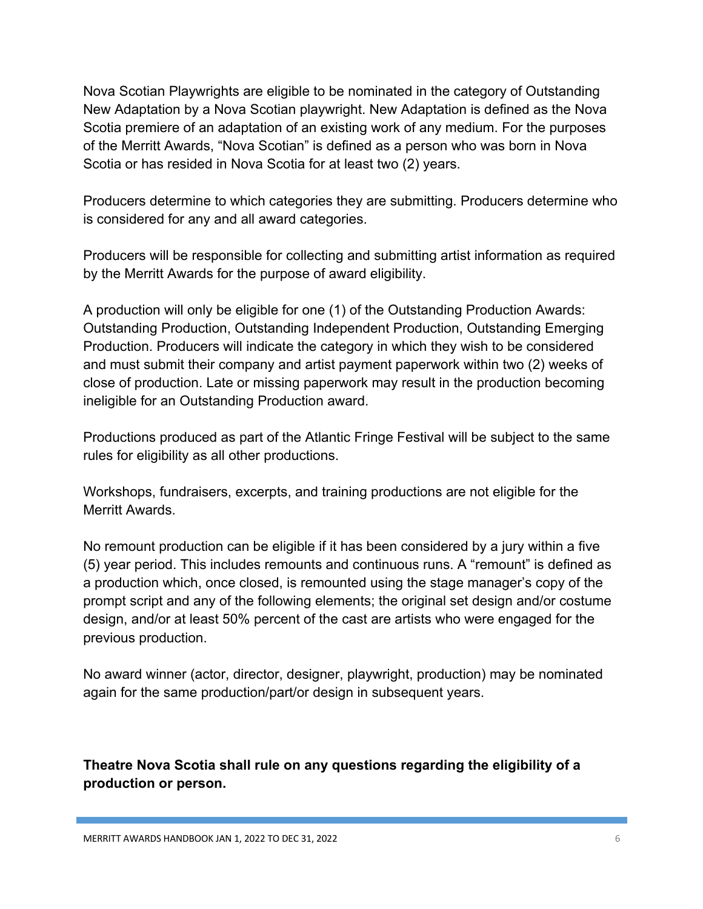Nova Scotian Playwrights are eligible to be nominated in the category of Outstanding New Adaptation by a Nova Scotian playwright. New Adaptation is defined as the Nova Scotia premiere of an adaptation of an existing work of any medium. For the purposes of the Merritt Awards, "Nova Scotian" is defined as a person who was born in Nova Scotia or has resided in Nova Scotia for at least two (2) years.

Producers determine to which categories they are submitting. Producers determine who is considered for any and all award categories.

Producers will be responsible for collecting and submitting artist information as required by the Merritt Awards for the purpose of award eligibility.

A production will only be eligible for one (1) of the Outstanding Production Awards: Outstanding Production, Outstanding Independent Production, Outstanding Emerging Production. Producers will indicate the category in which they wish to be considered and must submit their company and artist payment paperwork within two (2) weeks of close of production. Late or missing paperwork may result in the production becoming ineligible for an Outstanding Production award.

Productions produced as part of the Atlantic Fringe Festival will be subject to the same rules for eligibility as all other productions.

Workshops, fundraisers, excerpts, and training productions are not eligible for the Merritt Awards.

No remount production can be eligible if it has been considered by a jury within a five (5) year period. This includes remounts and continuous runs. A "remount" is defined as a production which, once closed, is remounted using the stage manager's copy of the prompt script and any of the following elements; the original set design and/or costume design, and/or at least 50% percent of the cast are artists who were engaged for the previous production.

No award winner (actor, director, designer, playwright, production) may be nominated again for the same production/part/or design in subsequent years.

**Theatre Nova Scotia shall rule on any questions regarding the eligibility of a production or person.**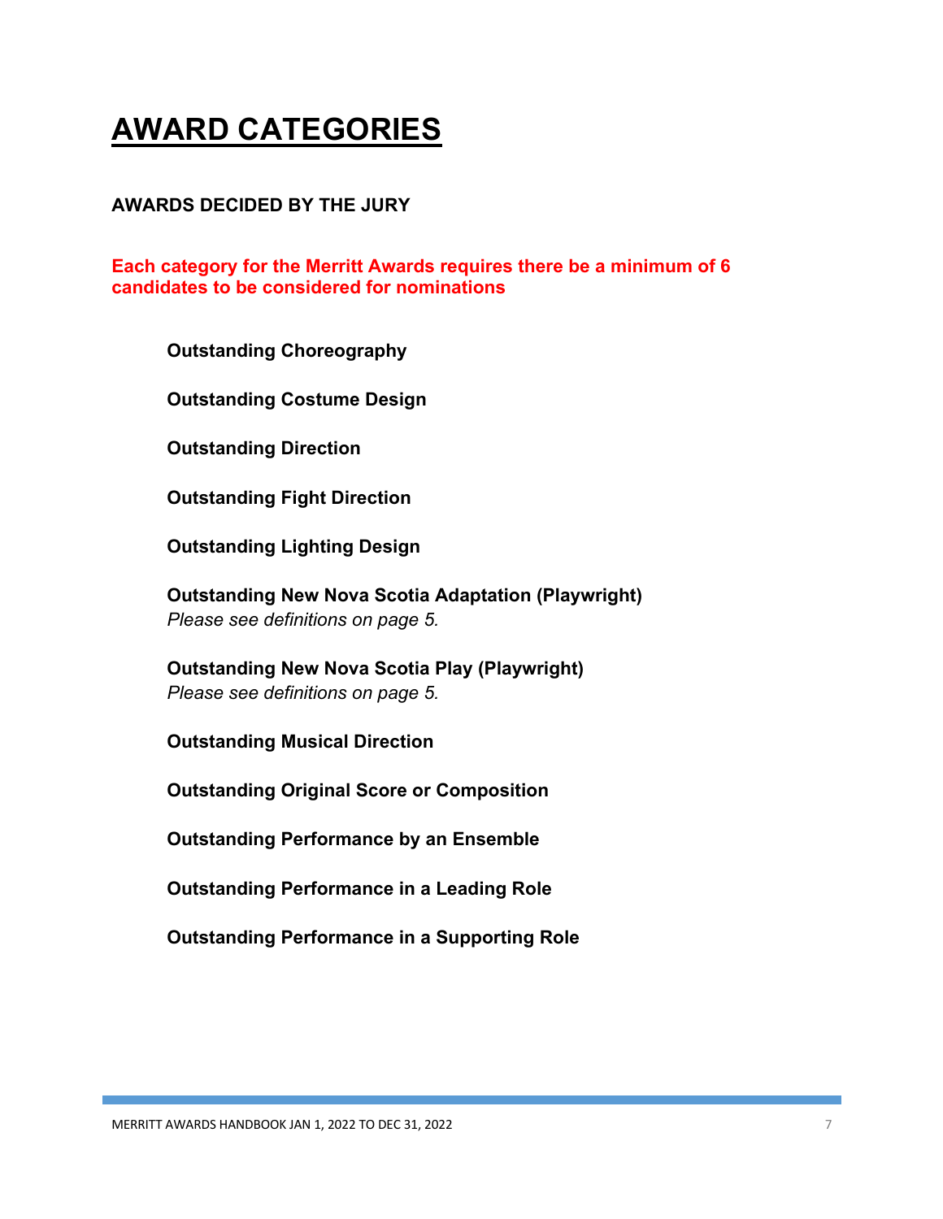# AWARD CATEGORIES

**AWARDS DECIDED BY THE JURY**

**Each category for the Merritt Awards requires there be a minimum of 6 candidates to be considered for nominations**

**Outstanding Choreography**

**Outstanding Costume Design**

**Outstanding Direction**

**Outstanding Fight Direction**

**Outstanding Lighting Design**

**Outstanding New Nova Scotia Adaptation (Playwright)**
*Please see definitions on page 5.*

**Outstanding New Nova Scotia Play (Playwright)**
*Please see definitions on page 5.*

**Outstanding Musical Direction**

**Outstanding Original Score or Composition**

**Outstanding Performance by an Ensemble**

**Outstanding Performance in a Leading Role**

**Outstanding Performance in a Supporting Role**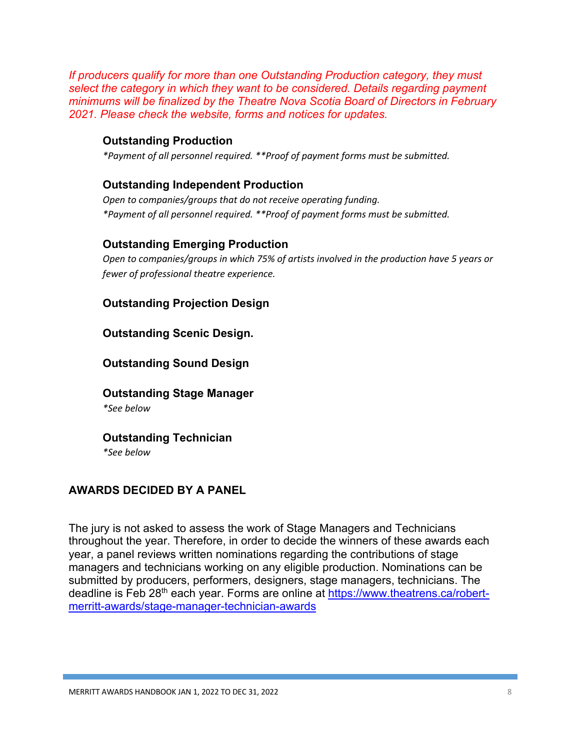*If producers qualify for more than one Outstanding Production category, they must select the category in which they want to be considered. Details regarding payment minimums will be finalized by the Theatre Nova Scotia Board of Directors in February 2021. Please check the website, forms and notices for updates.*

### Outstanding Production

*\*Payment of all personnel required. \*\*Proof of payment forms must be submitted.*

### Outstanding Independent Production

*Open to companies/groups that do not receive operating funding.*
*\*Payment of all personnel required. \*\*Proof of payment forms must be submitted.*

### Outstanding Emerging Production

*Open to companies/groups in which 75% of artists involved in the production have 5 years or fewer of professional theatre experience.*

### Outstanding Projection Design

### Outstanding Scenic Design.

### Outstanding Sound Design

### Outstanding Stage Manager

*\*See below*

### Outstanding Technician

*\*See below*

## AWARDS DECIDED BY A PANEL

The jury is not asked to assess the work of Stage Managers and Technicians throughout the year. Therefore, in order to decide the winners of these awards each year, a panel reviews written nominations regarding the contributions of stage managers and technicians working on any eligible production. Nominations can be submitted by producers, performers, designers, stage managers, technicians. The deadline is Feb 28th each year. Forms are online at [https://www.theatrens.ca/robert-merritt-awards/stage-manager-technician-awards](https://www.theatrens.ca/robert-merritt-awards/stage-manager-technician-awards)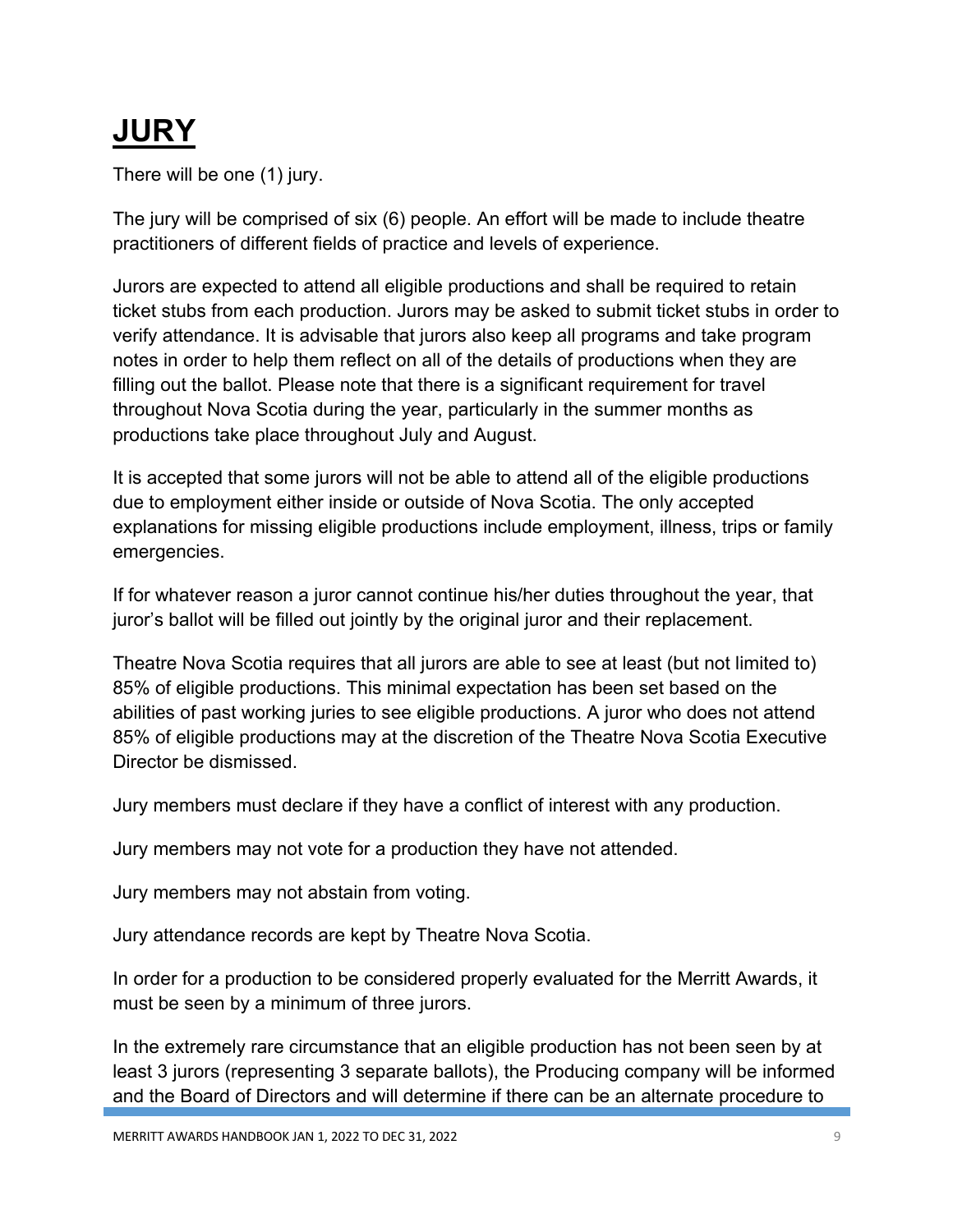# JURY

There will be one (1) jury.

The jury will be comprised of six (6) people. An effort will be made to include theatre practitioners of different fields of practice and levels of experience.

Jurors are expected to attend all eligible productions and shall be required to retain ticket stubs from each production. Jurors may be asked to submit ticket stubs in order to verify attendance. It is advisable that jurors also keep all programs and take program notes in order to help them reflect on all of the details of productions when they are filling out the ballot. Please note that there is a significant requirement for travel throughout Nova Scotia during the year, particularly in the summer months as productions take place throughout July and August.

It is accepted that some jurors will not be able to attend all of the eligible productions due to employment either inside or outside of Nova Scotia. The only accepted explanations for missing eligible productions include employment, illness, trips or family emergencies.

If for whatever reason a juror cannot continue his/her duties throughout the year, that juror's ballot will be filled out jointly by the original juror and their replacement.

Theatre Nova Scotia requires that all jurors are able to see at least (but not limited to) 85% of eligible productions. This minimal expectation has been set based on the abilities of past working juries to see eligible productions. A juror who does not attend 85% of eligible productions may at the discretion of the Theatre Nova Scotia Executive Director be dismissed.

Jury members must declare if they have a conflict of interest with any production.

Jury members may not vote for a production they have not attended.

Jury members may not abstain from voting.

Jury attendance records are kept by Theatre Nova Scotia.

In order for a production to be considered properly evaluated for the Merritt Awards, it must be seen by a minimum of three jurors.

In the extremely rare circumstance that an eligible production has not been seen by at least 3 jurors (representing 3 separate ballots), the Producing company will be informed and the Board of Directors and will determine if there can be an alternate procedure to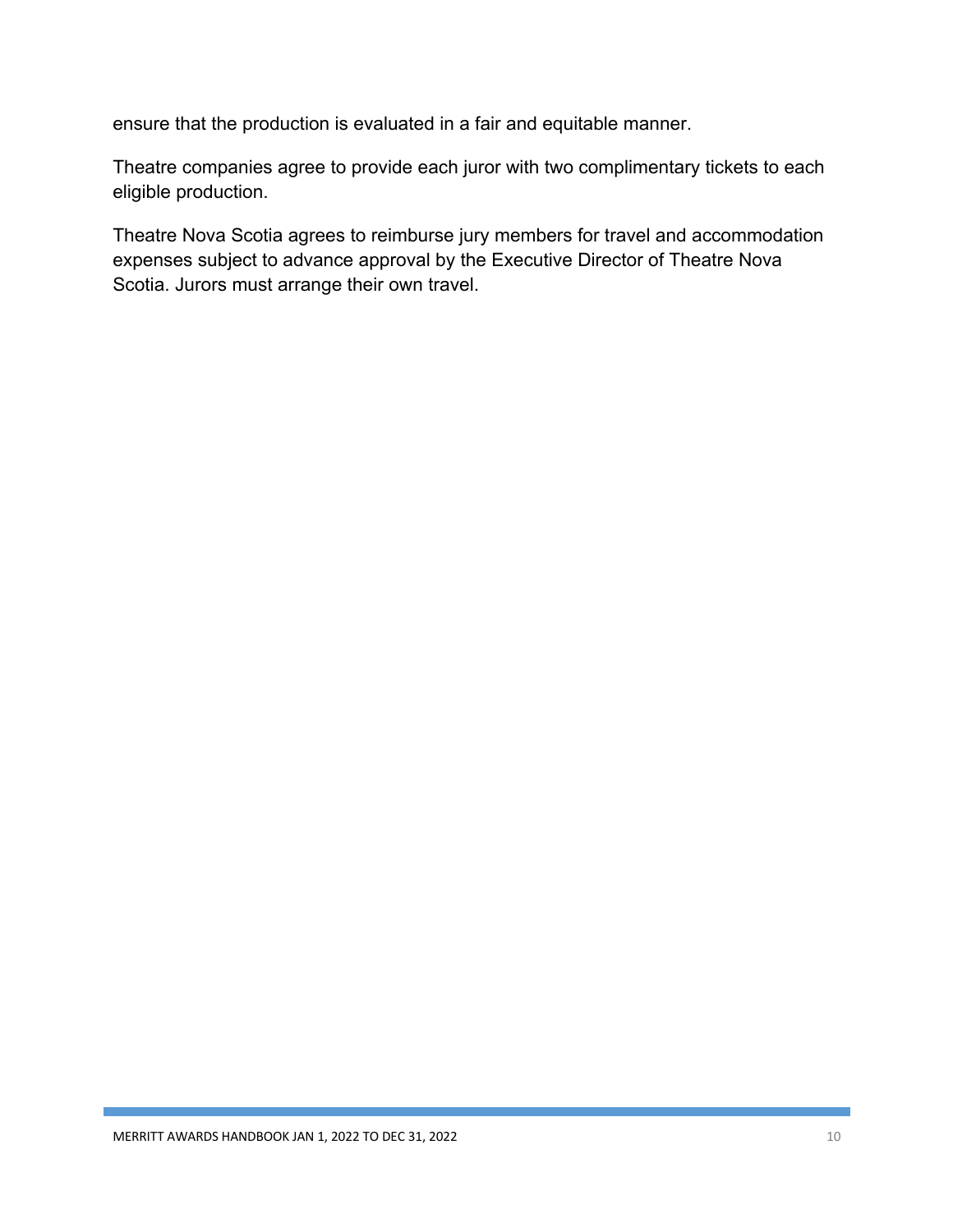ensure that the production is evaluated in a fair and equitable manner.

Theatre companies agree to provide each juror with two complimentary tickets to each eligible production.

Theatre Nova Scotia agrees to reimburse jury members for travel and accommodation expenses subject to advance approval by the Executive Director of Theatre Nova Scotia. Jurors must arrange their own travel.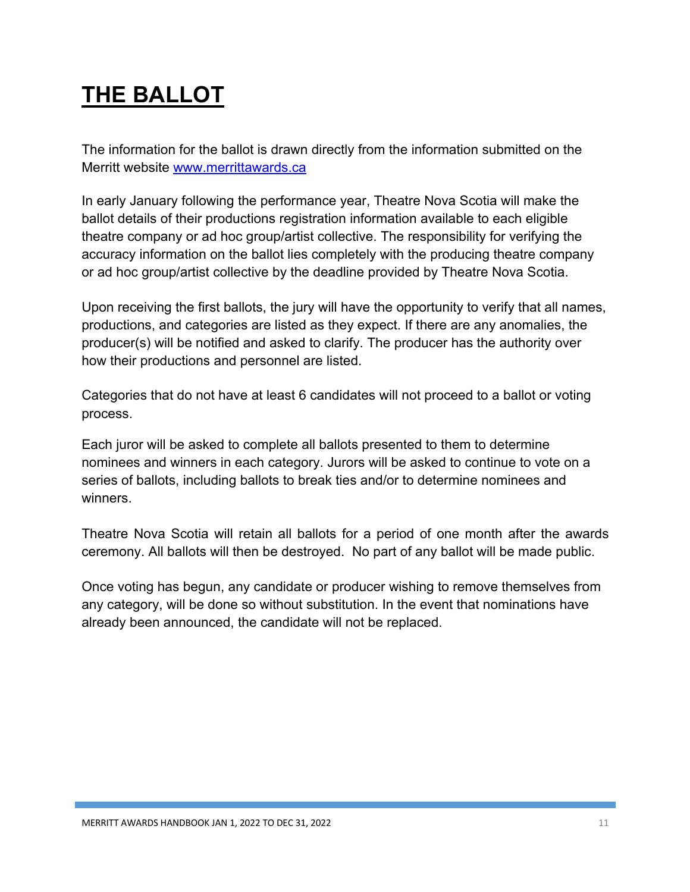# THE BALLOT

The information for the ballot is drawn directly from the information submitted on the Merritt website [www.merrittawards.ca](http://www.merrittawards.ca)

In early January following the performance year, Theatre Nova Scotia will make the ballot details of their productions registration information available to each eligible theatre company or ad hoc group/artist collective. The responsibility for verifying the accuracy information on the ballot lies completely with the producing theatre company or ad hoc group/artist collective by the deadline provided by Theatre Nova Scotia.

Upon receiving the first ballots, the jury will have the opportunity to verify that all names, productions, and categories are listed as they expect. If there are any anomalies, the producer(s) will be notified and asked to clarify. The producer has the authority over how their productions and personnel are listed.

Categories that do not have at least 6 candidates will not proceed to a ballot or voting process.

Each juror will be asked to complete all ballots presented to them to determine nominees and winners in each category. Jurors will be asked to continue to vote on a series of ballots, including ballots to break ties and/or to determine nominees and winners.

Theatre Nova Scotia will retain all ballots for a period of one month after the awards ceremony. All ballots will then be destroyed. No part of any ballot will be made public.

Once voting has begun, any candidate or producer wishing to remove themselves from any category, will be done so without substitution. In the event that nominations have already been announced, the candidate will not be replaced.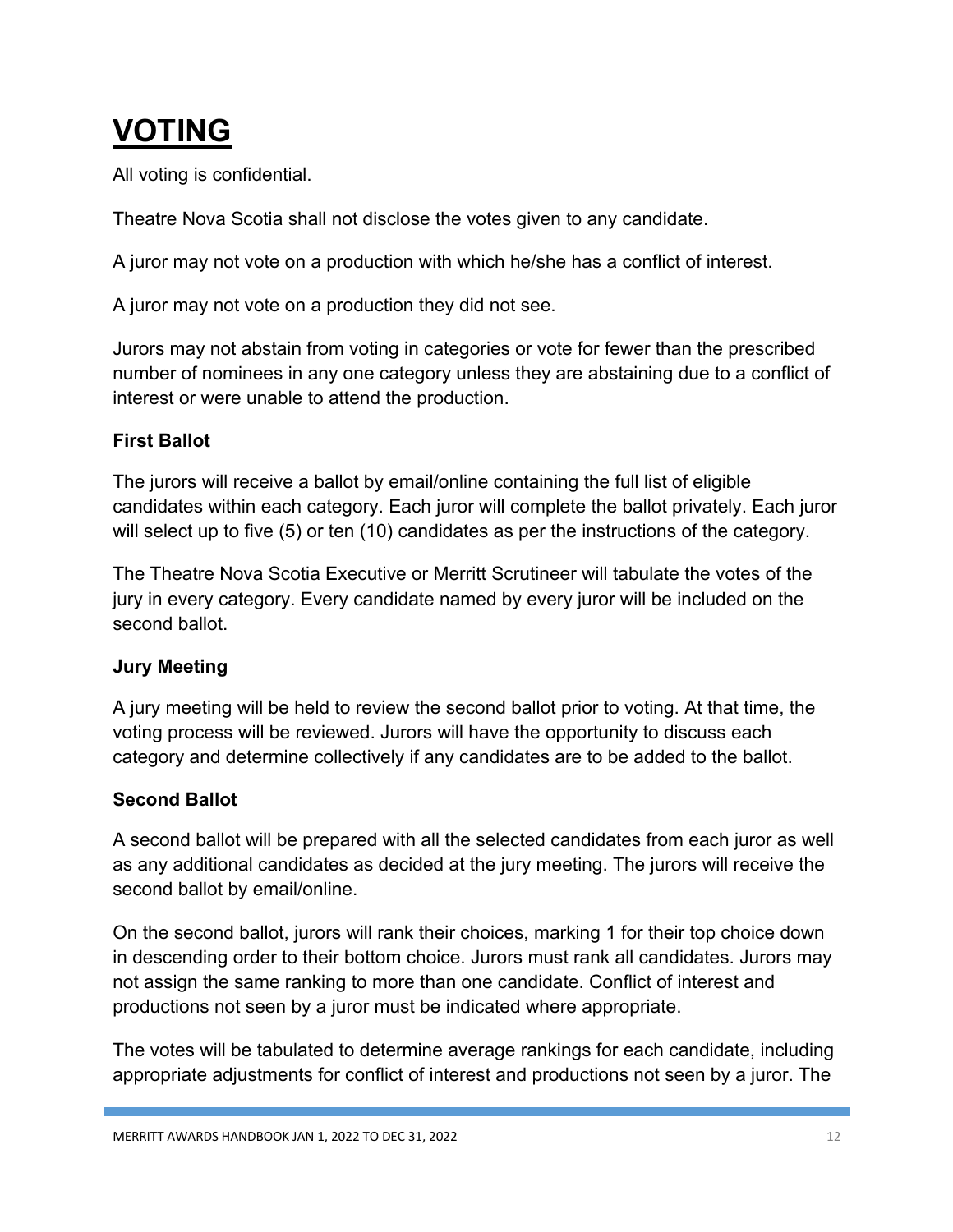# VOTING

All voting is confidential.

Theatre Nova Scotia shall not disclose the votes given to any candidate.

A juror may not vote on a production with which he/she has a conflict of interest.

A juror may not vote on a production they did not see.

Jurors may not abstain from voting in categories or vote for fewer than the prescribed number of nominees in any one category unless they are abstaining due to a conflict of interest or were unable to attend the production.

**First Ballot**

The jurors will receive a ballot by email/online containing the full list of eligible candidates within each category. Each juror will complete the ballot privately. Each juror will select up to five (5) or ten (10) candidates as per the instructions of the category.

The Theatre Nova Scotia Executive or Merritt Scrutineer will tabulate the votes of the jury in every category. Every candidate named by every juror will be included on the second ballot.

**Jury Meeting**

A jury meeting will be held to review the second ballot prior to voting. At that time, the voting process will be reviewed. Jurors will have the opportunity to discuss each category and determine collectively if any candidates are to be added to the ballot.

**Second Ballot**

A second ballot will be prepared with all the selected candidates from each juror as well as any additional candidates as decided at the jury meeting. The jurors will receive the second ballot by email/online.

On the second ballot, jurors will rank their choices, marking 1 for their top choice down in descending order to their bottom choice. Jurors must rank all candidates. Jurors may not assign the same ranking to more than one candidate. Conflict of interest and productions not seen by a juror must be indicated where appropriate.

The votes will be tabulated to determine average rankings for each candidate, including appropriate adjustments for conflict of interest and productions not seen by a juror. The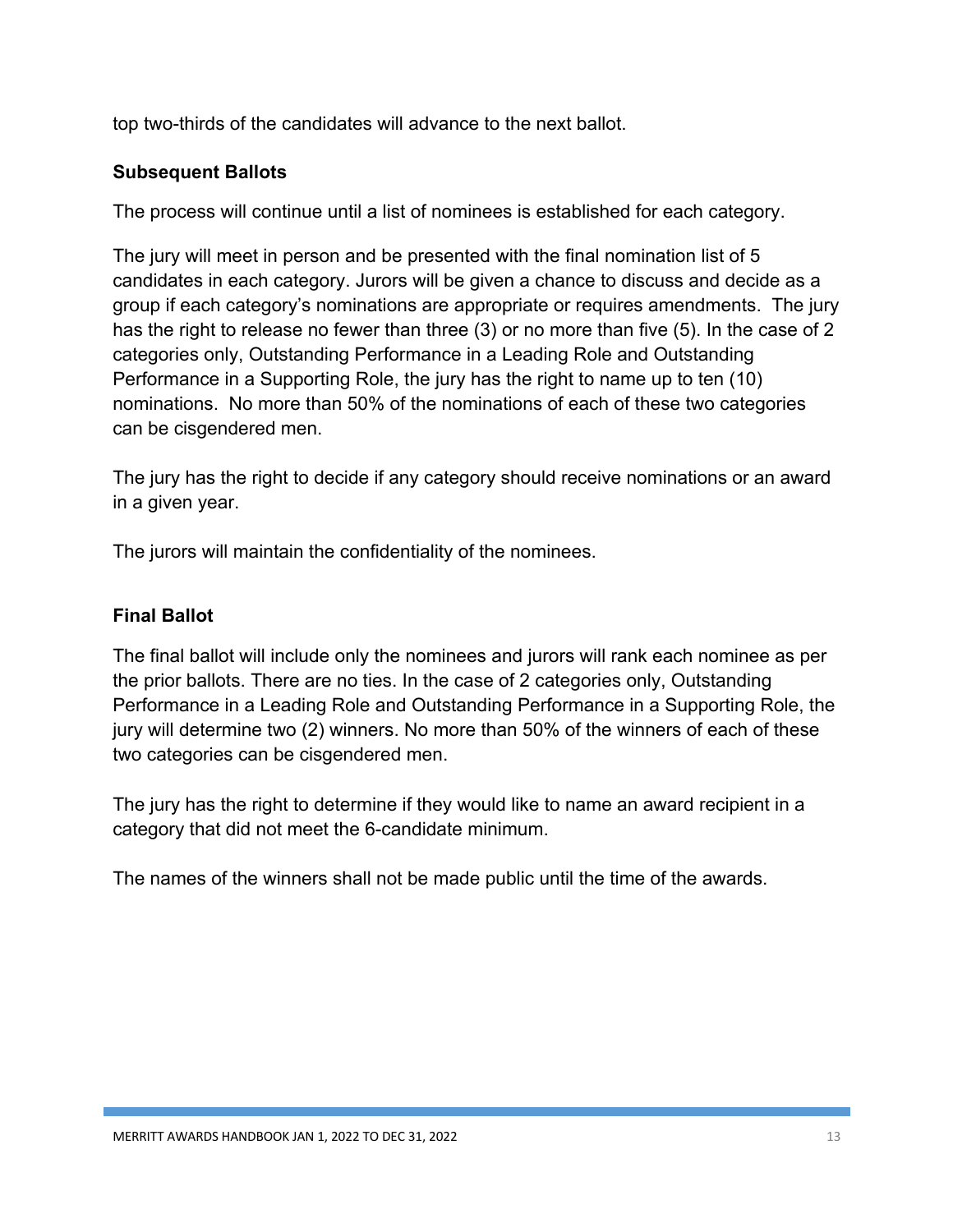top two-thirds of the candidates will advance to the next ballot.

**Subsequent Ballots**

The process will continue until a list of nominees is established for each category.

The jury will meet in person and be presented with the final nomination list of 5 candidates in each category. Jurors will be given a chance to discuss and decide as a group if each category's nominations are appropriate or requires amendments. The jury has the right to release no fewer than three (3) or no more than five (5). In the case of 2 categories only, Outstanding Performance in a Leading Role and Outstanding Performance in a Supporting Role, the jury has the right to name up to ten (10) nominations. No more than 50% of the nominations of each of these two categories can be cisgendered men.

The jury has the right to decide if any category should receive nominations or an award in a given year.

The jurors will maintain the confidentiality of the nominees.

**Final Ballot**

The final ballot will include only the nominees and jurors will rank each nominee as per the prior ballots. There are no ties. In the case of 2 categories only, Outstanding Performance in a Leading Role and Outstanding Performance in a Supporting Role, the jury will determine two (2) winners. No more than 50% of the winners of each of these two categories can be cisgendered men.

The jury has the right to determine if they would like to name an award recipient in a category that did not meet the 6-candidate minimum.

The names of the winners shall not be made public until the time of the awards.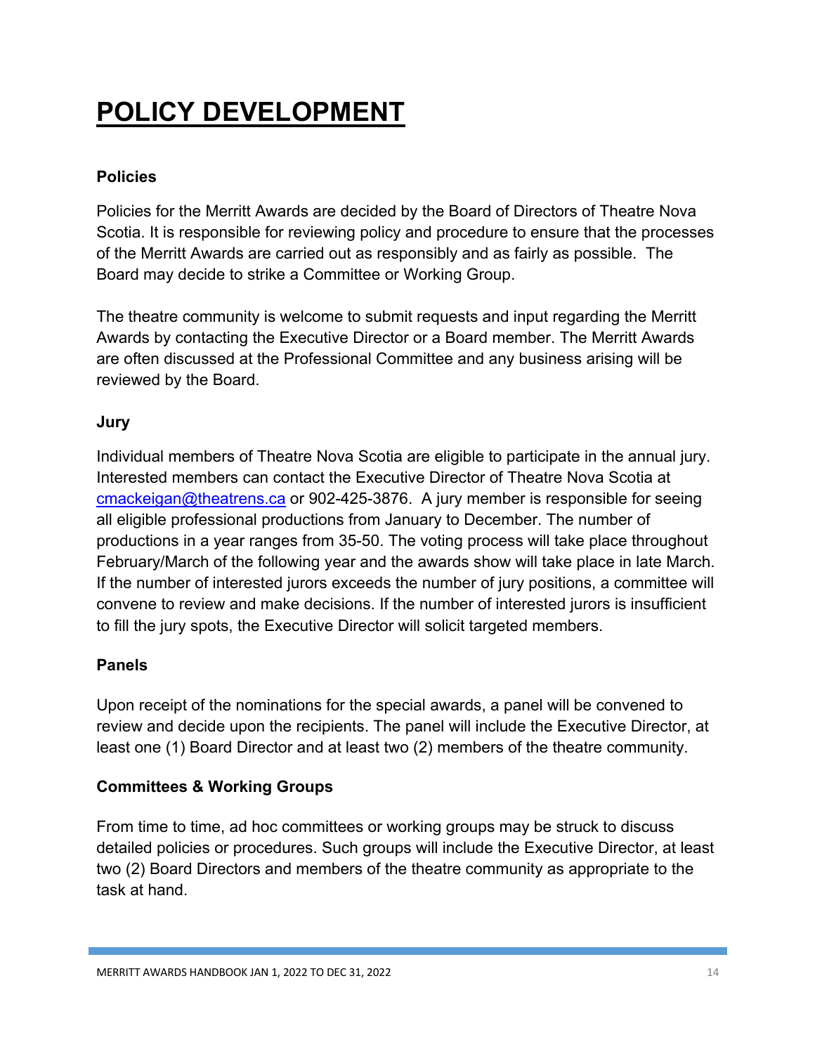# POLICY DEVELOPMENT

**Policies**

Policies for the Merritt Awards are decided by the Board of Directors of Theatre Nova Scotia. It is responsible for reviewing policy and procedure to ensure that the processes of the Merritt Awards are carried out as responsibly and as fairly as possible. The Board may decide to strike a Committee or Working Group.

The theatre community is welcome to submit requests and input regarding the Merritt Awards by contacting the Executive Director or a Board member. The Merritt Awards are often discussed at the Professional Committee and any business arising will be reviewed by the Board.

**Jury**

Individual members of Theatre Nova Scotia are eligible to participate in the annual jury. Interested members can contact the Executive Director of Theatre Nova Scotia at cmackeigan@theatrens.ca or 902-425-3876. A jury member is responsible for seeing all eligible professional productions from January to December. The number of productions in a year ranges from 35-50. The voting process will take place throughout February/March of the following year and the awards show will take place in late March. If the number of interested jurors exceeds the number of jury positions, a committee will convene to review and make decisions. If the number of interested jurors is insufficient to fill the jury spots, the Executive Director will solicit targeted members.

**Panels**

Upon receipt of the nominations for the special awards, a panel will be convened to review and decide upon the recipients. The panel will include the Executive Director, at least one (1) Board Director and at least two (2) members of the theatre community.

**Committees & Working Groups**

From time to time, ad hoc committees or working groups may be struck to discuss detailed policies or procedures. Such groups will include the Executive Director, at least two (2) Board Directors and members of the theatre community as appropriate to the task at hand.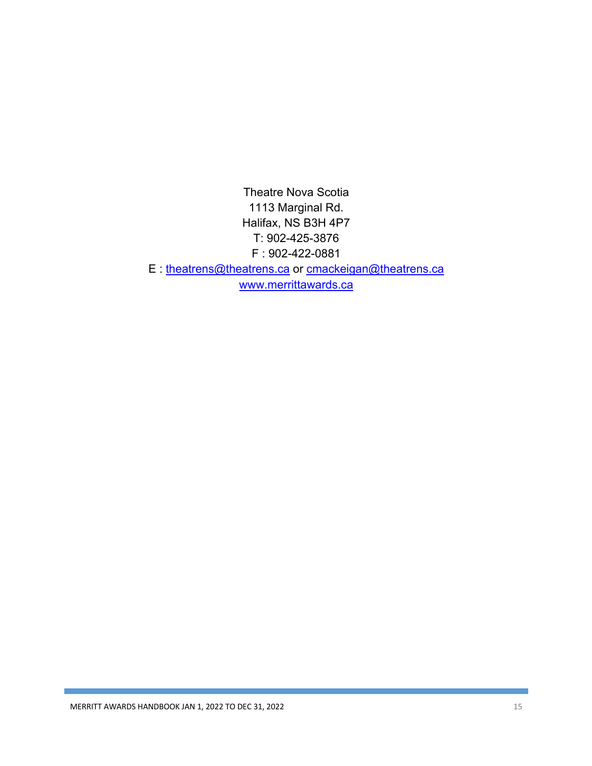Theatre Nova Scotia
1113 Marginal Rd.
Halifax, NS B3H 4P7
T: 902-425-3876
F : 902-422-0881
E : theatrens@theatrens.ca or cmackeigan@theatrens.ca
www.merrittawards.ca